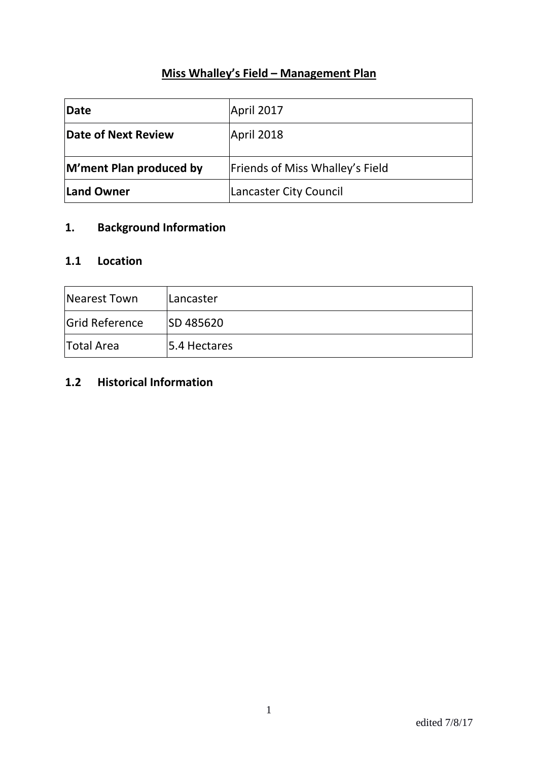# Miss Whalley's Field – Management Plan

| Date | April 2017 |
|---|---|
| Date of Next Review | April 2018 |
| M'ment Plan produced by | Friends of Miss Whalley's Field |
| Land Owner | Lancaster City Council |

## 1. Background Information

### 1.1 Location

| Nearest Town | Lancaster |
|---|---|
| Grid Reference | SD 485620 |
| Total Area | 5.4 Hectares |

### 1.2 Historical Information

edited 7/8/17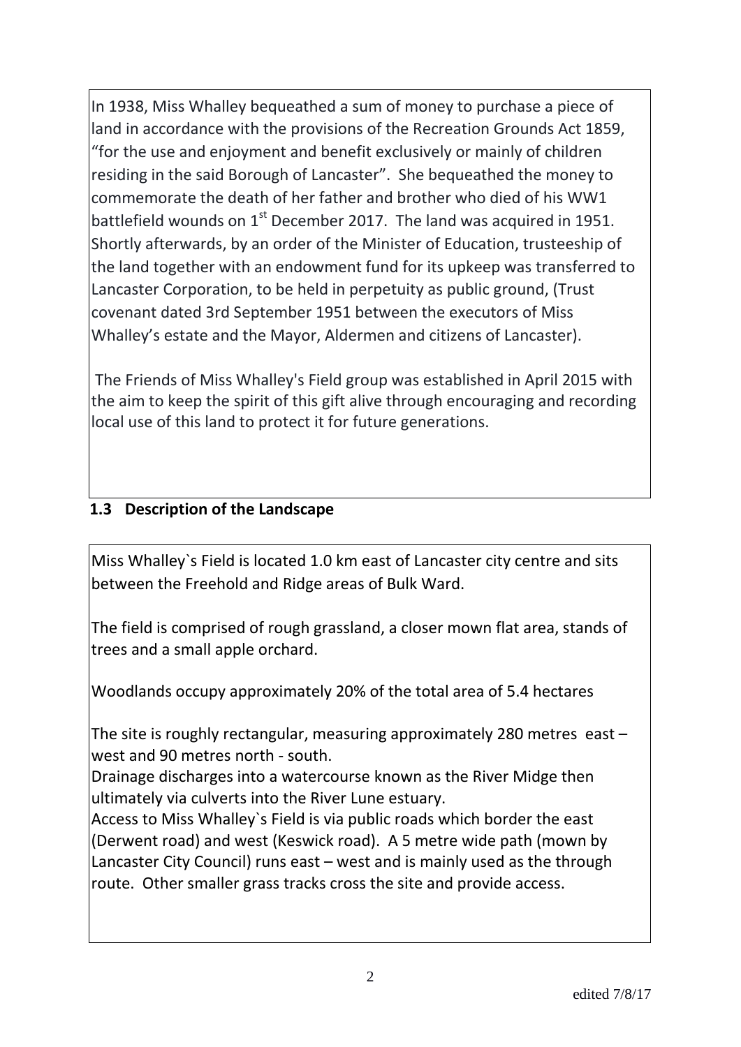In 1938, Miss Whalley bequeathed a sum of money to purchase a piece of land in accordance with the provisions of the Recreation Grounds Act 1859, "for the use and enjoyment and benefit exclusively or mainly of children residing in the said Borough of Lancaster". She bequeathed the money to commemorate the death of her father and brother who died of his WW1 battlefield wounds on 1st December 2017. The land was acquired in 1951. Shortly afterwards, by an order of the Minister of Education, trusteeship of the land together with an endowment fund for its upkeep was transferred to Lancaster Corporation, to be held in perpetuity as public ground, (Trust covenant dated 3rd September 1951 between the executors of Miss Whalley's estate and the Mayor, Aldermen and citizens of Lancaster).

The Friends of Miss Whalley's Field group was established in April 2015 with the aim to keep the spirit of this gift alive through encouraging and recording local use of this land to protect it for future generations.

### 1.3 Description of the Landscape

Miss Whalley`s Field is located 1.0 km east of Lancaster city centre and sits between the Freehold and Ridge areas of Bulk Ward.

The field is comprised of rough grassland, a closer mown flat area, stands of trees and a small apple orchard.

Woodlands occupy approximately 20% of the total area of 5.4 hectares

The site is roughly rectangular, measuring approximately 280 metres east – west and 90 metres north - south.
Drainage discharges into a watercourse known as the River Midge then ultimately via culverts into the River Lune estuary.
Access to Miss Whalley`s Field is via public roads which border the east (Derwent road) and west (Keswick road). A 5 metre wide path (mown by Lancaster City Council) runs east – west and is mainly used as the through route. Other smaller grass tracks cross the site and provide access.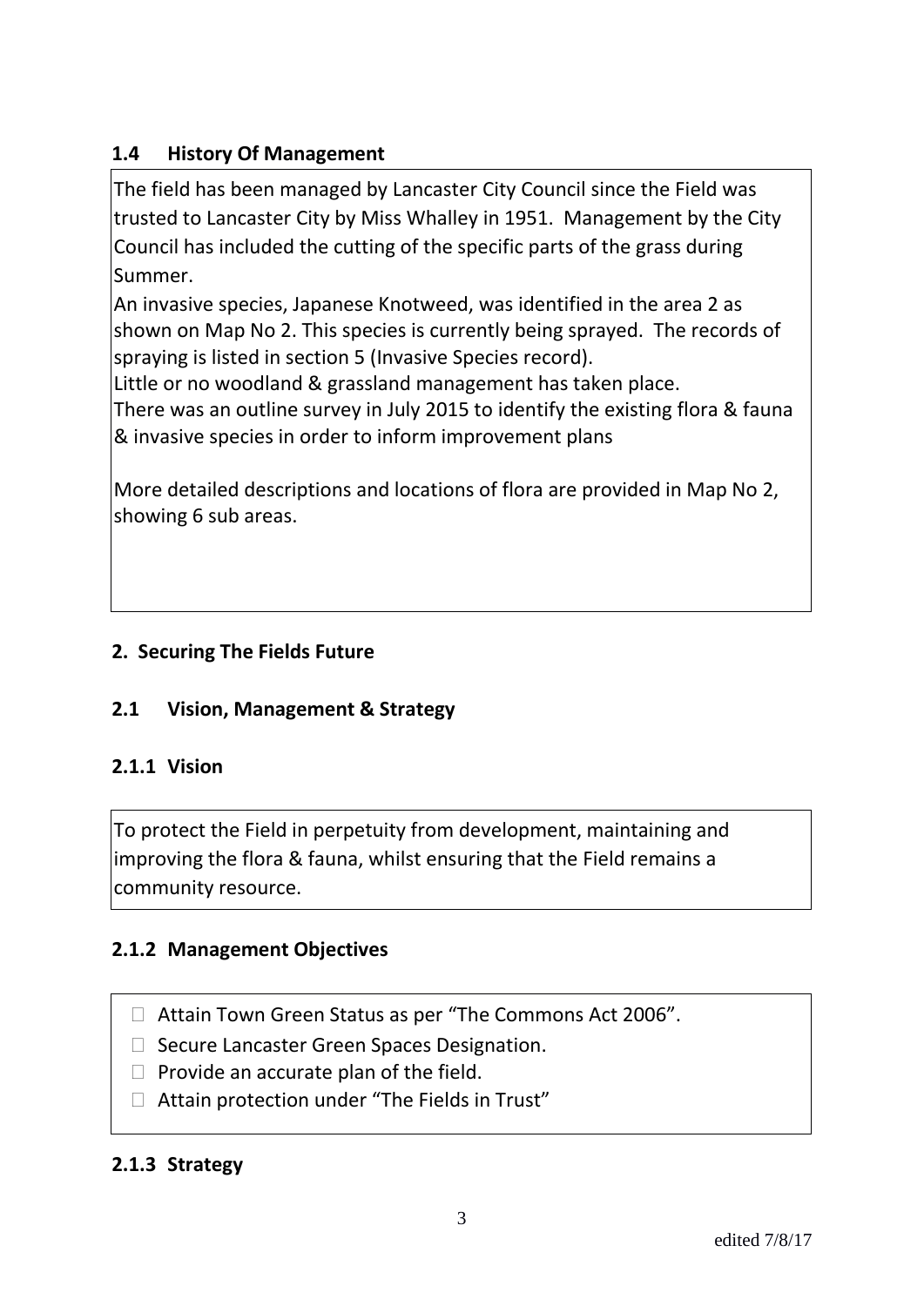### 1.4 History Of Management

The field has been managed by Lancaster City Council since the Field was trusted to Lancaster City by Miss Whalley in 1951. Management by the City Council has included the cutting of the specific parts of the grass during Summer.

An invasive species, Japanese Knotweed, was identified in the area 2 as shown on Map No 2. This species is currently being sprayed. The records of spraying is listed in section 5 (Invasive Species record).

Little or no woodland & grassland management has taken place.

There was an outline survey in July 2015 to identify the existing flora & fauna & invasive species in order to inform improvement plans

More detailed descriptions and locations of flora are provided in Map No 2, showing 6 sub areas.

## 2. Securing The Fields Future

### 2.1 Vision, Management & Strategy

#### 2.1.1 Vision

To protect the Field in perpetuity from development, maintaining and improving the flora & fauna, whilst ensuring that the Field remains a community resource.

#### 2.1.2 Management Objectives

- Attain Town Green Status as per "The Commons Act 2006".
- Secure Lancaster Green Spaces Designation.
- Provide an accurate plan of the field.
- Attain protection under "The Fields in Trust"

#### 2.1.3 Strategy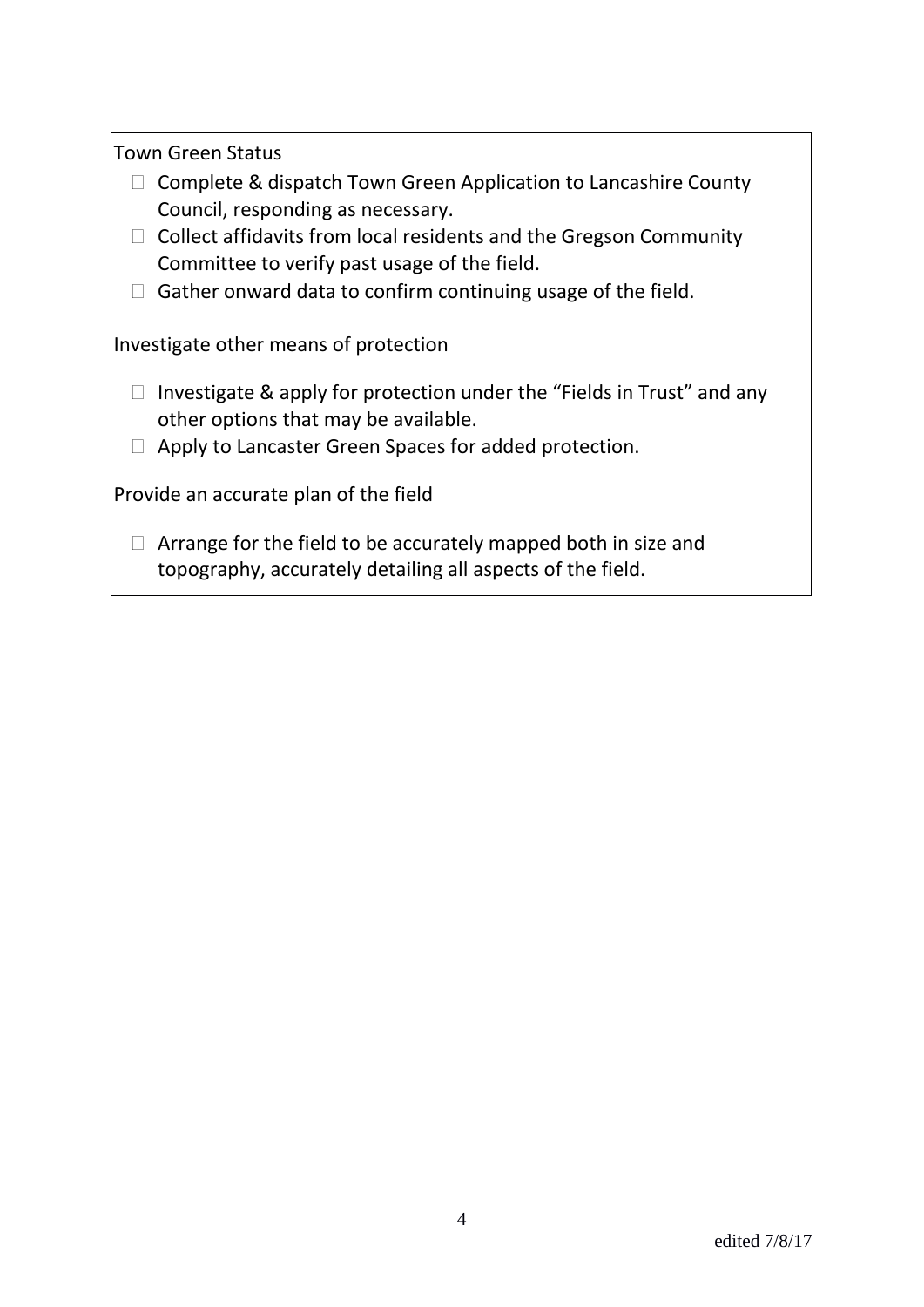Town Green Status

- Complete & dispatch Town Green Application to Lancashire County Council, responding as necessary.
- Collect affidavits from local residents and the Gregson Community Committee to verify past usage of the field.
- Gather onward data to confirm continuing usage of the field.

Investigate other means of protection

- Investigate & apply for protection under the "Fields in Trust" and any other options that may be available.
- Apply to Lancaster Green Spaces for added protection.

Provide an accurate plan of the field

- Arrange for the field to be accurately mapped both in size and topography, accurately detailing all aspects of the field.

edited 7/8/17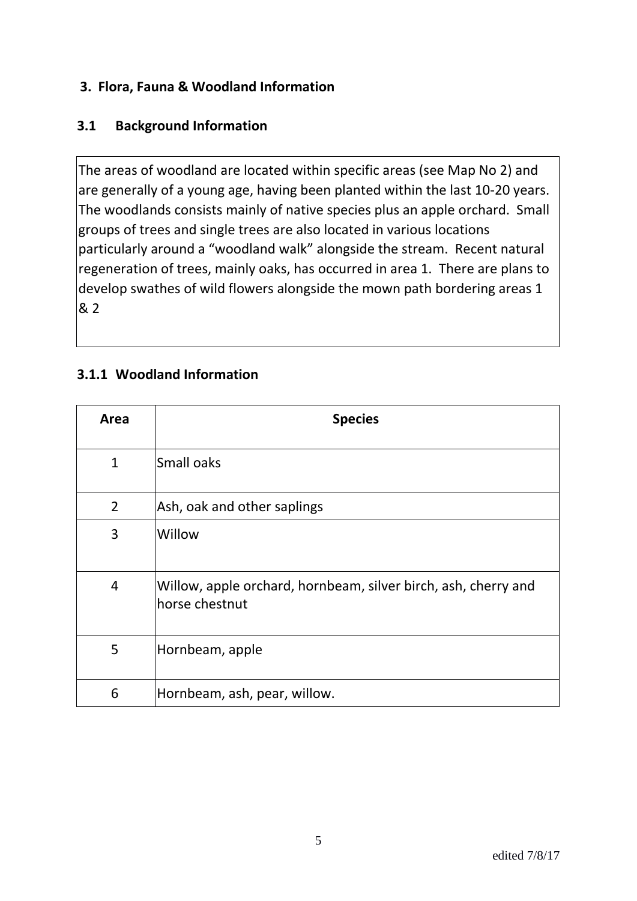## 3. Flora, Fauna & Woodland Information

### 3.1 Background Information

The areas of woodland are located within specific areas (see Map No 2) and are generally of a young age, having been planted within the last 10-20 years. The woodlands consists mainly of native species plus an apple orchard. Small groups of trees and single trees are also located in various locations particularly around a "woodland walk" alongside the stream. Recent natural regeneration of trees, mainly oaks, has occurred in area 1. There are plans to develop swathes of wild flowers alongside the mown path bordering areas 1 & 2

#### 3.1.1 Woodland Information

| Area | Species |
|---|---|
| 1 | Small oaks |
| 2 | Ash, oak and other saplings |
| 3 | Willow |
| 4 | Willow, apple orchard, hornbeam, silver birch, ash, cherry and horse chestnut |
| 5 | Hornbeam, apple |
| 6 | Hornbeam, ash, pear, willow. |

edited 7/8/17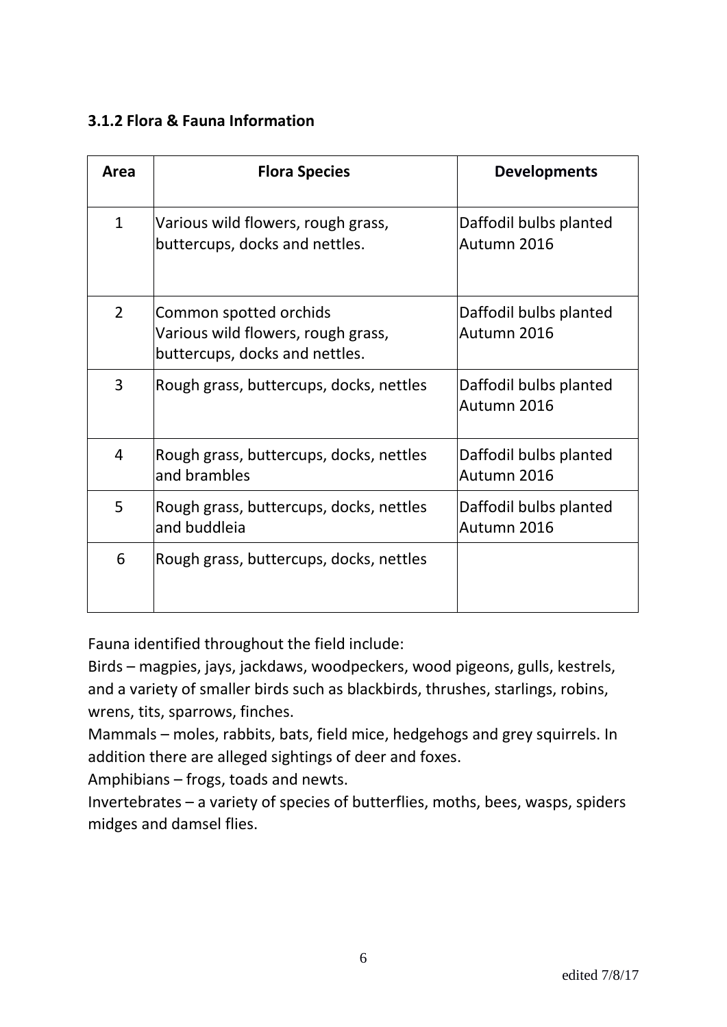### 3.1.2 Flora & Fauna Information

| Area | Flora Species | Developments |
|---|---|---|
| 1 | Various wild flowers, rough grass, buttercups, docks and nettles. | Daffodil bulbs planted Autumn 2016 |
| 2 | Common spotted orchids<br>Various wild flowers, rough grass, buttercups, docks and nettles. | Daffodil bulbs planted Autumn 2016 |
| 3 | Rough grass, buttercups, docks, nettles | Daffodil bulbs planted Autumn 2016 |
| 4 | Rough grass, buttercups, docks, nettles and brambles | Daffodil bulbs planted Autumn 2016 |
| 5 | Rough grass, buttercups, docks, nettles and buddleia | Daffodil bulbs planted Autumn 2016 |
| 6 | Rough grass, buttercups, docks, nettles | |

Fauna identified throughout the field include:
Birds – magpies, jays, jackdaws, woodpeckers, wood pigeons, gulls, kestrels, and a variety of smaller birds such as blackbirds, thrushes, starlings, robins, wrens, tits, sparrows, finches.
Mammals – moles, rabbits, bats, field mice, hedgehogs and grey squirrels. In addition there are alleged sightings of deer and foxes.
Amphibians – frogs, toads and newts.
Invertebrates – a variety of species of butterflies, moths, bees, wasps, spiders midges and damsel flies.

edited 7/8/17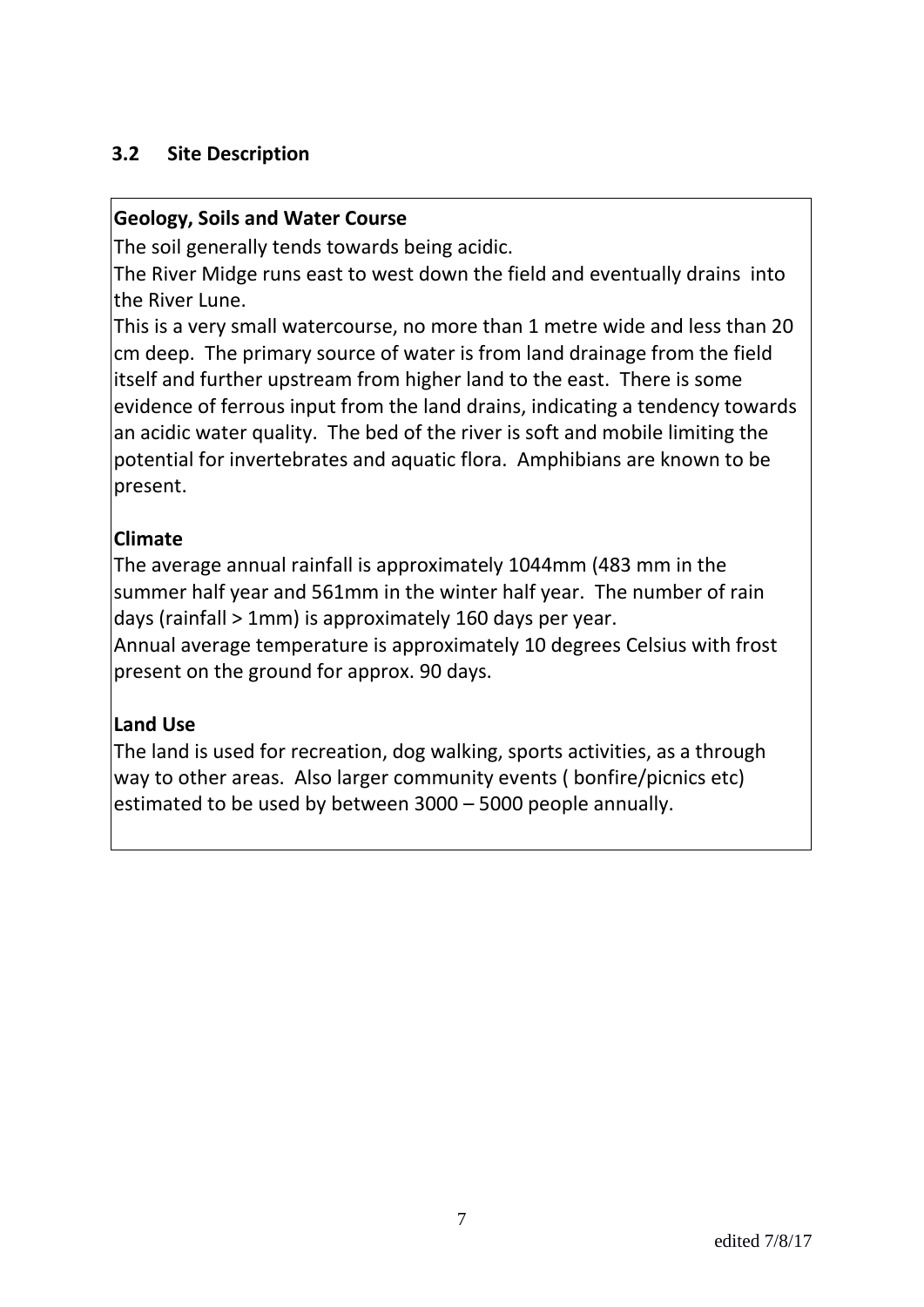## 3.2 Site Description

**Geology, Soils and Water Course**

The soil generally tends towards being acidic.

The River Midge runs east to west down the field and eventually drains into the River Lune.

This is a very small watercourse, no more than 1 metre wide and less than 20 cm deep. The primary source of water is from land drainage from the field itself and further upstream from higher land to the east. There is some evidence of ferrous input from the land drains, indicating a tendency towards an acidic water quality. The bed of the river is soft and mobile limiting the potential for invertebrates and aquatic flora. Amphibians are known to be present.

**Climate**

The average annual rainfall is approximately 1044mm (483 mm in the summer half year and 561mm in the winter half year. The number of rain days (rainfall > 1mm) is approximately 160 days per year.

Annual average temperature is approximately 10 degrees Celsius with frost present on the ground for approx. 90 days.

**Land Use**

The land is used for recreation, dog walking, sports activities, as a through way to other areas. Also larger community events ( bonfire/picnics etc) estimated to be used by between 3000 – 5000 people annually.

edited 7/8/17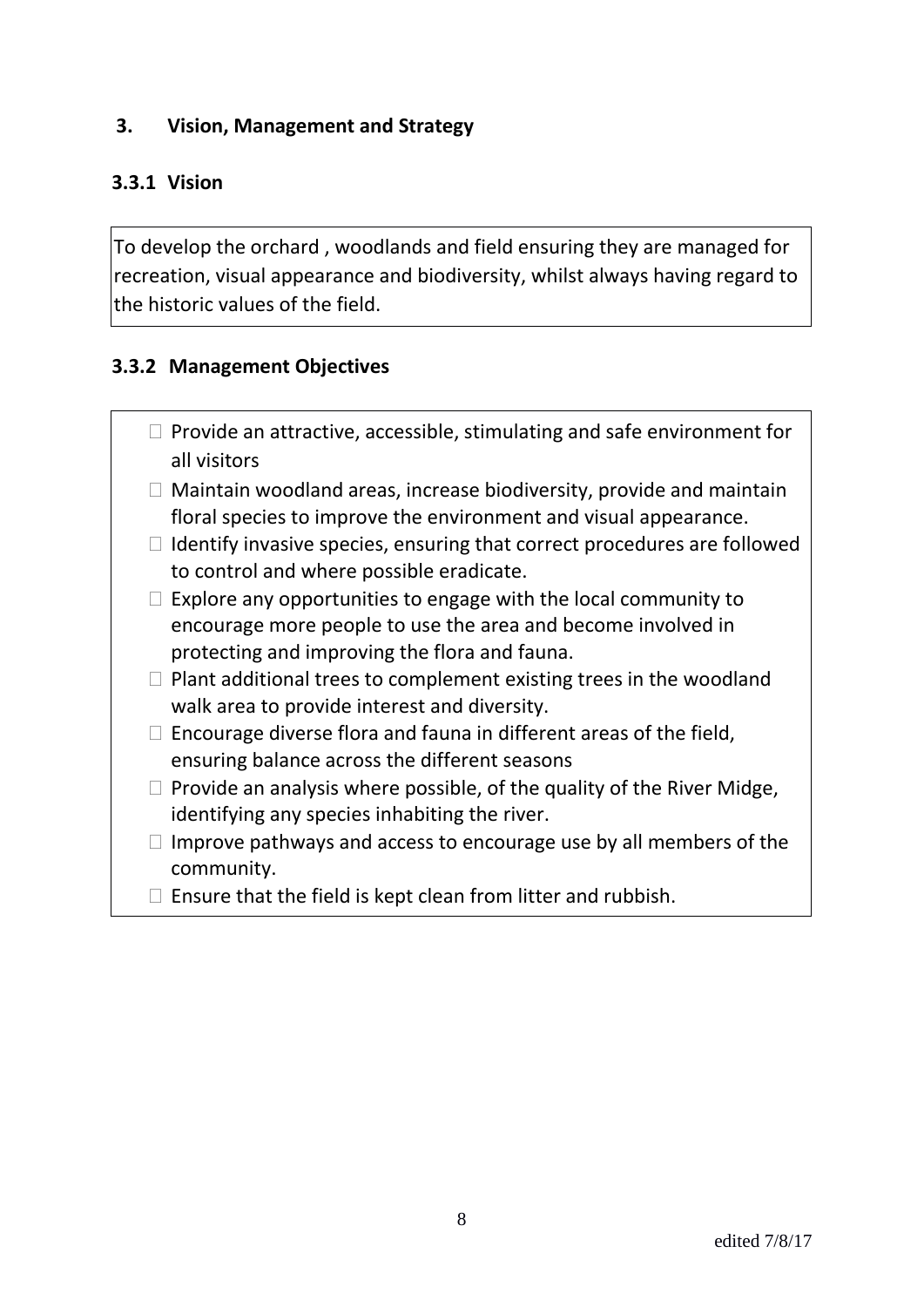## 3. Vision, Management and Strategy

### 3.3.1 Vision

To develop the orchard , woodlands and field ensuring they are managed for recreation, visual appearance and biodiversity, whilst always having regard to the historic values of the field.

### 3.3.2 Management Objectives

- Provide an attractive, accessible, stimulating and safe environment for all visitors
- Maintain woodland areas, increase biodiversity, provide and maintain floral species to improve the environment and visual appearance.
- Identify invasive species, ensuring that correct procedures are followed to control and where possible eradicate.
- Explore any opportunities to engage with the local community to encourage more people to use the area and become involved in protecting and improving the flora and fauna.
- Plant additional trees to complement existing trees in the woodland walk area to provide interest and diversity.
- Encourage diverse flora and fauna in different areas of the field, ensuring balance across the different seasons
- Provide an analysis where possible, of the quality of the River Midge, identifying any species inhabiting the river.
- Improve pathways and access to encourage use by all members of the community.
- Ensure that the field is kept clean from litter and rubbish.

edited 7/8/17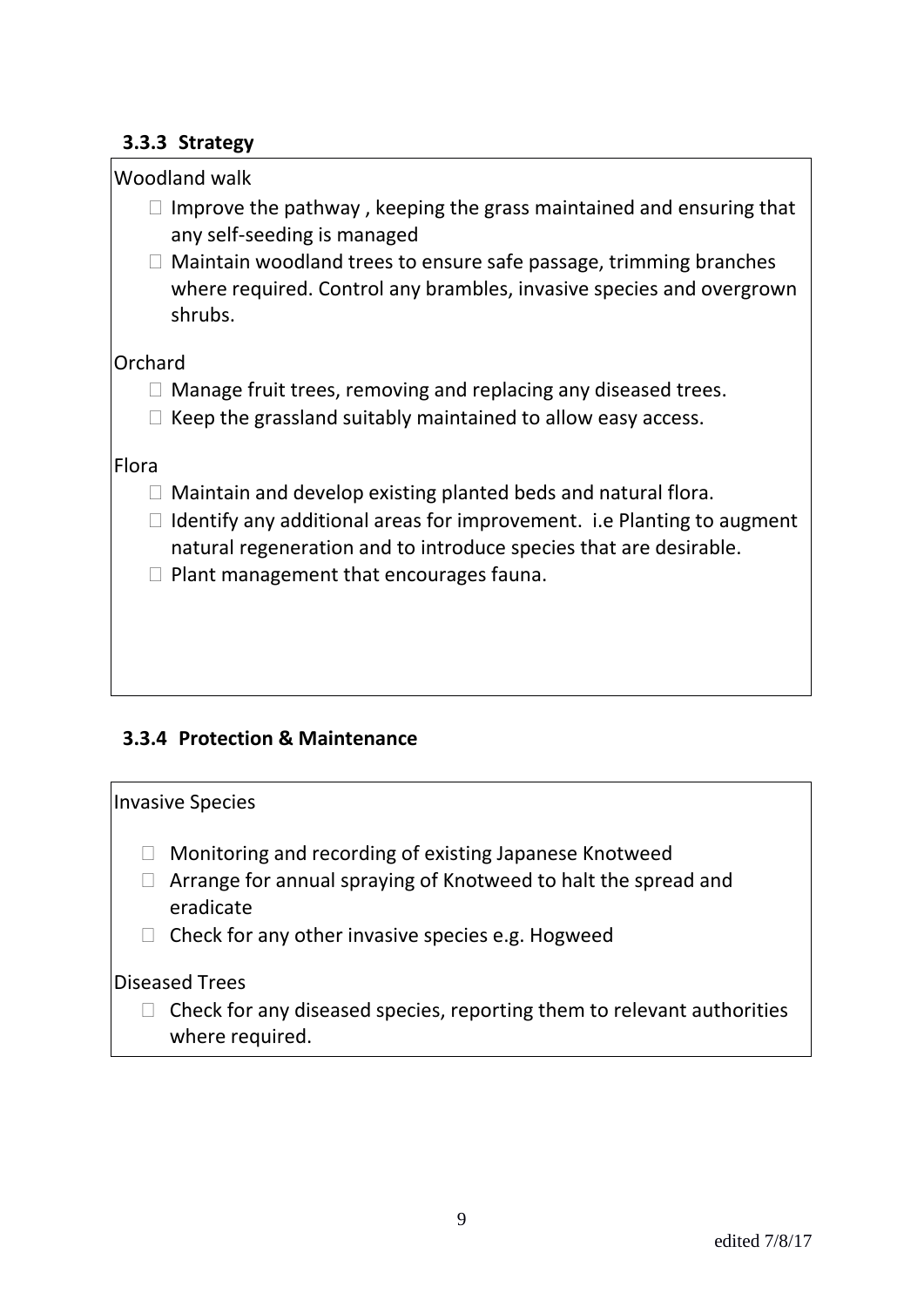### 3.3.3 Strategy

Woodland walk

- Improve the pathway , keeping the grass maintained and ensuring that any self-seeding is managed
- Maintain woodland trees to ensure safe passage, trimming branches where required. Control any brambles, invasive species and overgrown shrubs.

Orchard

- Manage fruit trees, removing and replacing any diseased trees.
- Keep the grassland suitably maintained to allow easy access.

Flora

- Maintain and develop existing planted beds and natural flora.
- Identify any additional areas for improvement. i.e Planting to augment natural regeneration and to introduce species that are desirable.
- Plant management that encourages fauna.

### 3.3.4 Protection & Maintenance

Invasive Species

- Monitoring and recording of existing Japanese Knotweed
- Arrange for annual spraying of Knotweed to halt the spread and eradicate
- Check for any other invasive species e.g. Hogweed

Diseased Trees

- Check for any diseased species, reporting them to relevant authorities where required.

edited 7/8/17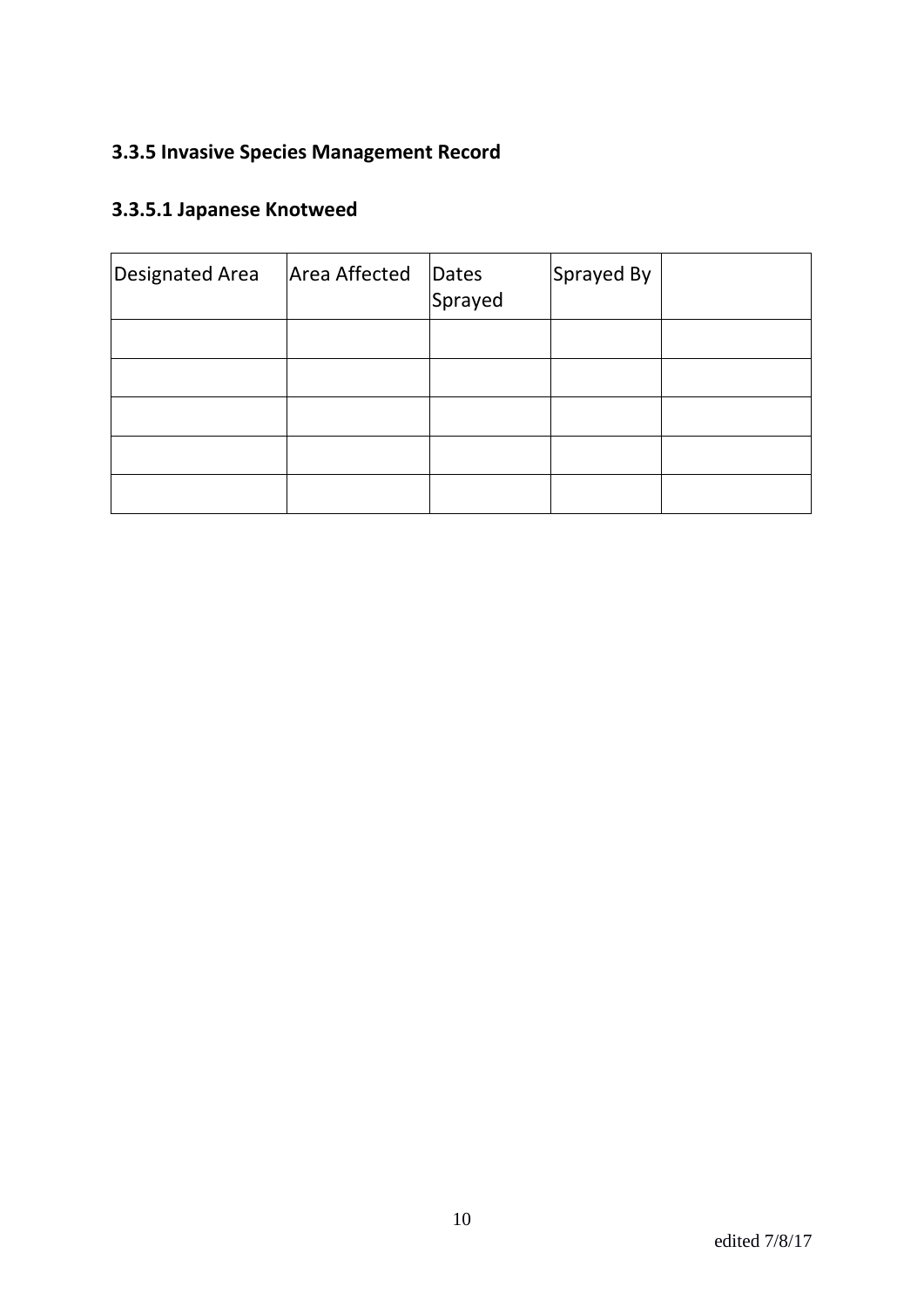### 3.3.5 Invasive Species Management Record

#### 3.3.5.1 Japanese Knotweed

| Designated Area | Area Affected | Dates Sprayed | Sprayed By | |
|---|---|---|---|---|
| | | | | |
| | | | | |
| | | | | |
| | | | | |
| | | | | |

edited 7/8/17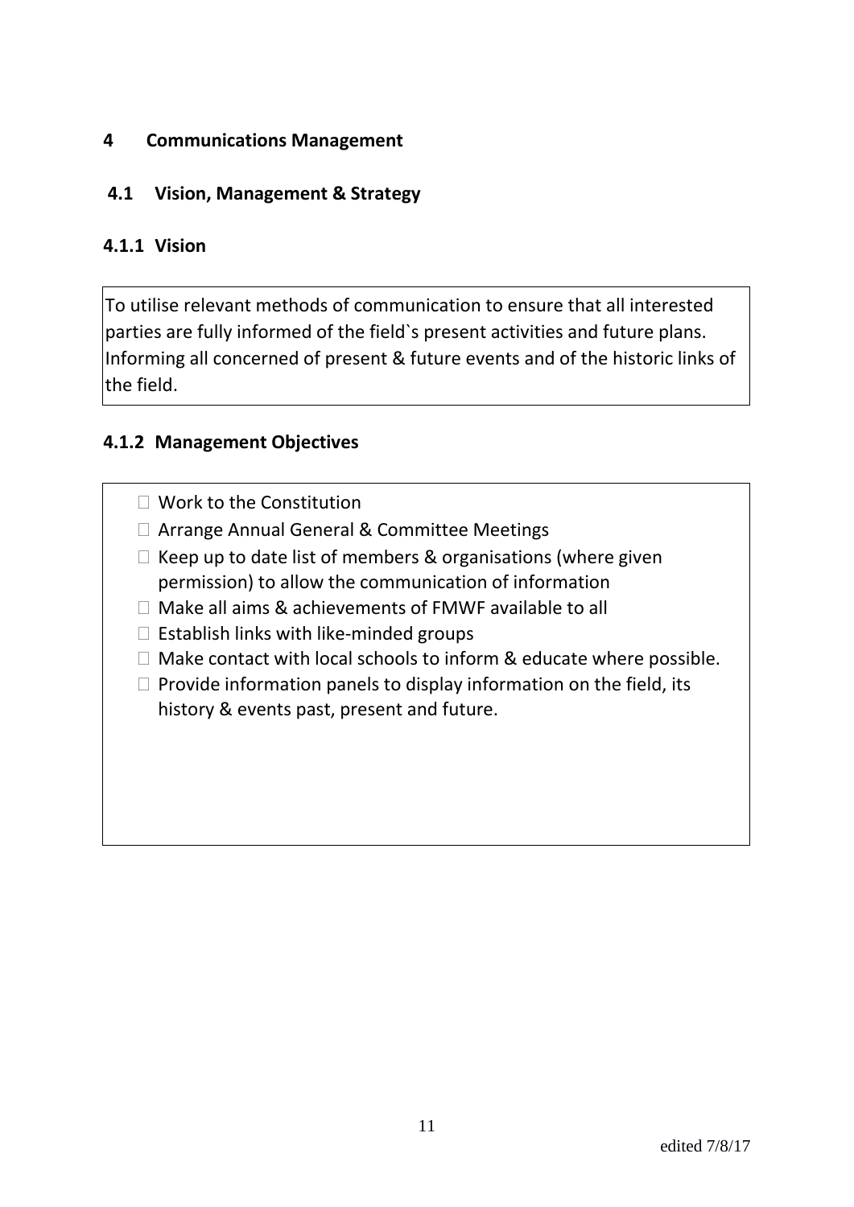# 4 Communications Management

## 4.1 Vision, Management & Strategy

### 4.1.1 Vision

To utilise relevant methods of communication to ensure that all interested parties are fully informed of the field`s present activities and future plans. Informing all concerned of present & future events and of the historic links of the field.

### 4.1.2 Management Objectives

- Work to the Constitution
- Arrange Annual General & Committee Meetings
- Keep up to date list of members & organisations (where given permission) to allow the communication of information
- Make all aims & achievements of FMWF available to all
- Establish links with like-minded groups
- Make contact with local schools to inform & educate where possible.
- Provide information panels to display information on the field, its history & events past, present and future.

edited 7/8/17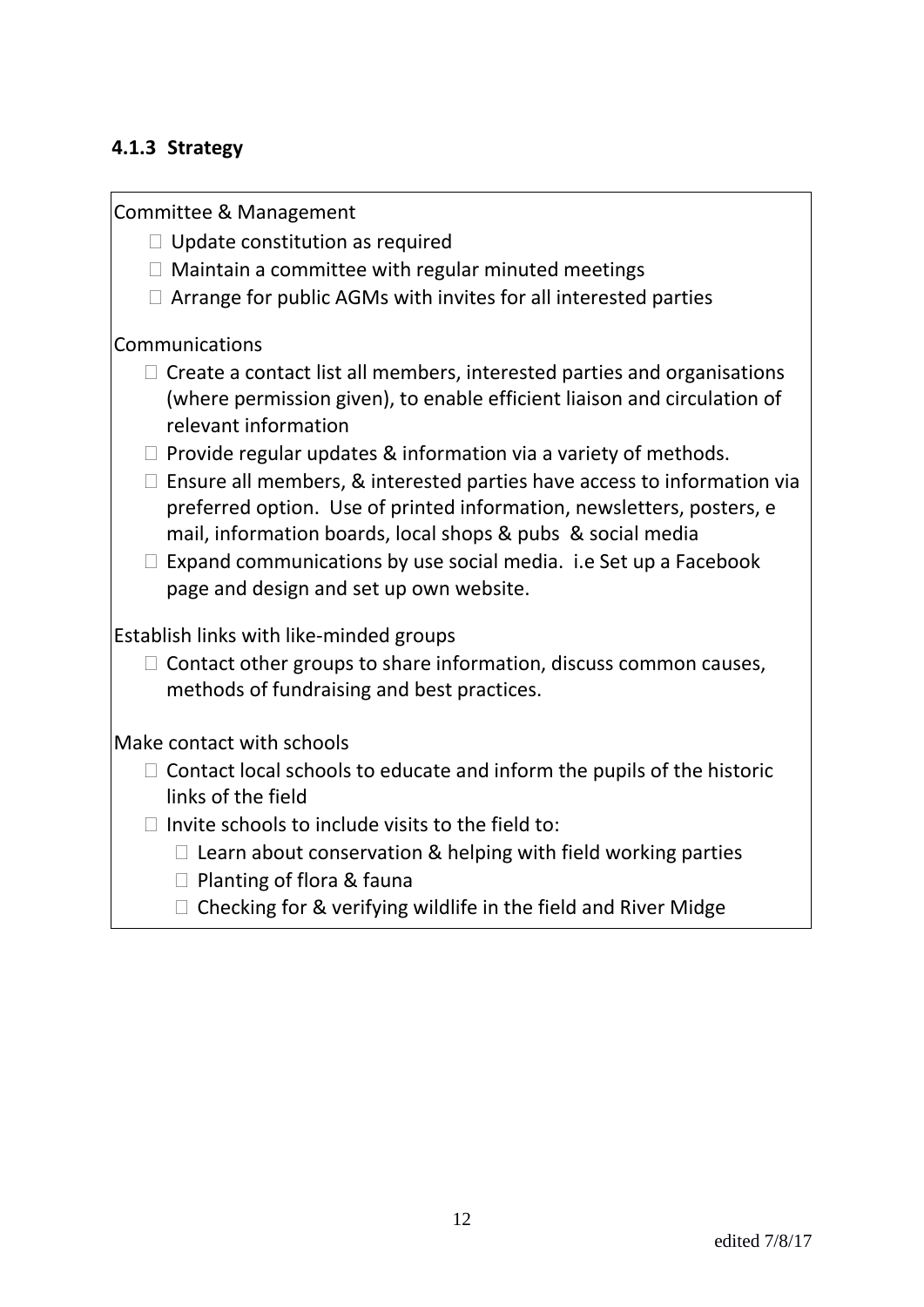### 4.1.3 Strategy

Committee & Management

- Update constitution as required
- Maintain a committee with regular minuted meetings
- Arrange for public AGMs with invites for all interested parties

Communications

- Create a contact list all members, interested parties and organisations (where permission given), to enable efficient liaison and circulation of relevant information
- Provide regular updates & information via a variety of methods.
- Ensure all members, & interested parties have access to information via preferred option. Use of printed information, newsletters, posters, e mail, information boards, local shops & pubs & social media
- Expand communications by use social media. i.e Set up a Facebook page and design and set up own website.

Establish links with like-minded groups

- Contact other groups to share information, discuss common causes, methods of fundraising and best practices.

Make contact with schools

- Contact local schools to educate and inform the pupils of the historic links of the field
- Invite schools to include visits to the field to:
  - Learn about conservation & helping with field working parties
  - Planting of flora & fauna
  - Checking for & verifying wildlife in the field and River Midge

edited 7/8/17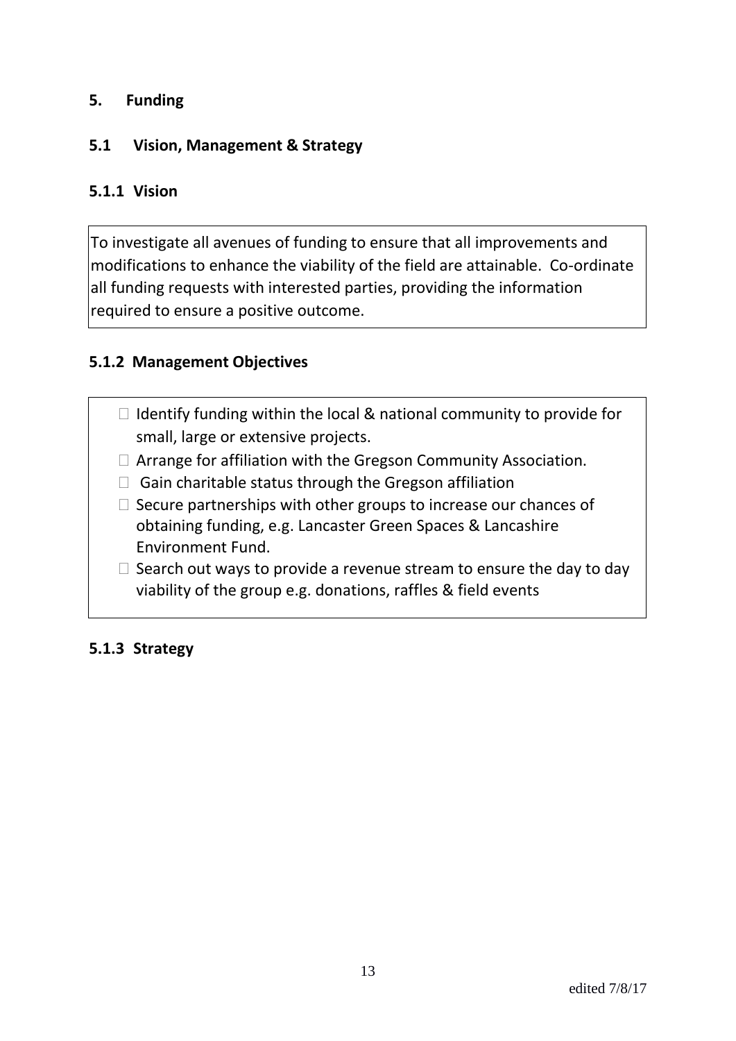# 5. Funding

## 5.1 Vision, Management & Strategy

### 5.1.1 Vision

To investigate all avenues of funding to ensure that all improvements and modifications to enhance the viability of the field are attainable. Co-ordinate all funding requests with interested parties, providing the information required to ensure a positive outcome.

### 5.1.2 Management Objectives

- Identify funding within the local & national community to provide for small, large or extensive projects.
- Arrange for affiliation with the Gregson Community Association.
- Gain charitable status through the Gregson affiliation
- Secure partnerships with other groups to increase our chances of obtaining funding, e.g. Lancaster Green Spaces & Lancashire Environment Fund.
- Search out ways to provide a revenue stream to ensure the day to day viability of the group e.g. donations, raffles & field events

### 5.1.3 Strategy

edited 7/8/17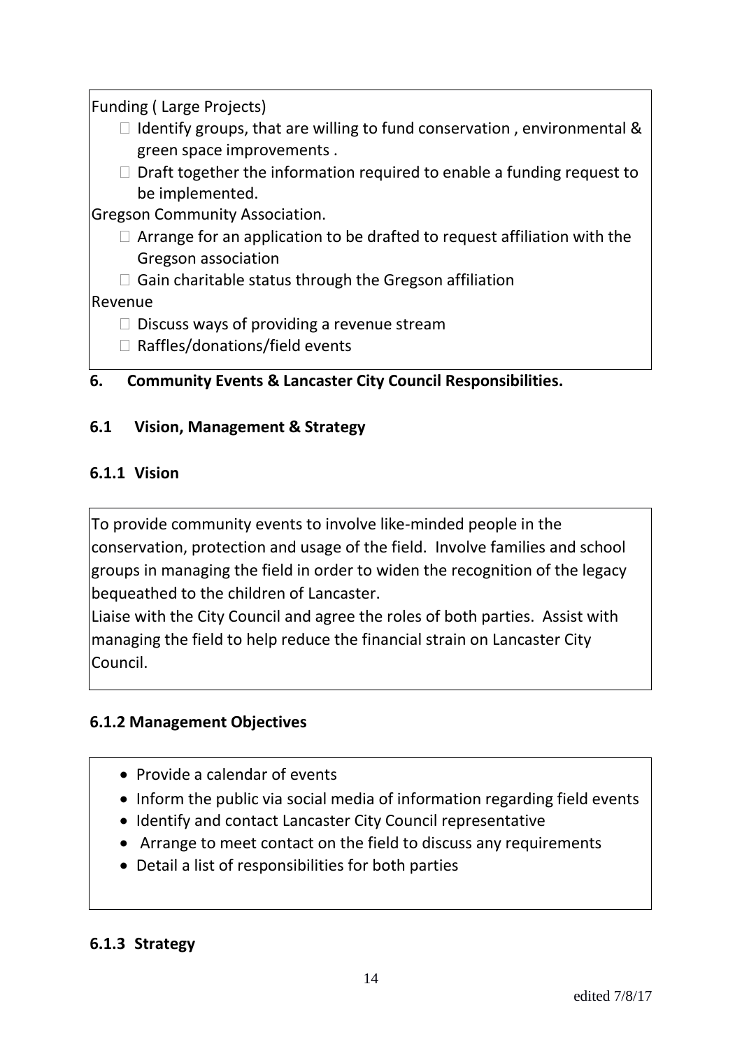Funding ( Large Projects)

- Identify groups, that are willing to fund conservation , environmental & green space improvements .
- Draft together the information required to enable a funding request to be implemented.

Gregson Community Association.

- Arrange for an application to be drafted to request affiliation with the Gregson association
- Gain charitable status through the Gregson affiliation

Revenue

- Discuss ways of providing a revenue stream
- Raffles/donations/field events

## 6. Community Events & Lancaster City Council Responsibilities.

### 6.1 Vision, Management & Strategy

#### 6.1.1 Vision

To provide community events to involve like-minded people in the conservation, protection and usage of the field. Involve families and school groups in managing the field in order to widen the recognition of the legacy bequeathed to the children of Lancaster.

Liaise with the City Council and agree the roles of both parties. Assist with managing the field to help reduce the financial strain on Lancaster City Council.

#### 6.1.2 Management Objectives

- Provide a calendar of events
- Inform the public via social media of information regarding field events
- Identify and contact Lancaster City Council representative
- Arrange to meet contact on the field to discuss any requirements
- Detail a list of responsibilities for both parties

#### 6.1.3 Strategy

edited 7/8/17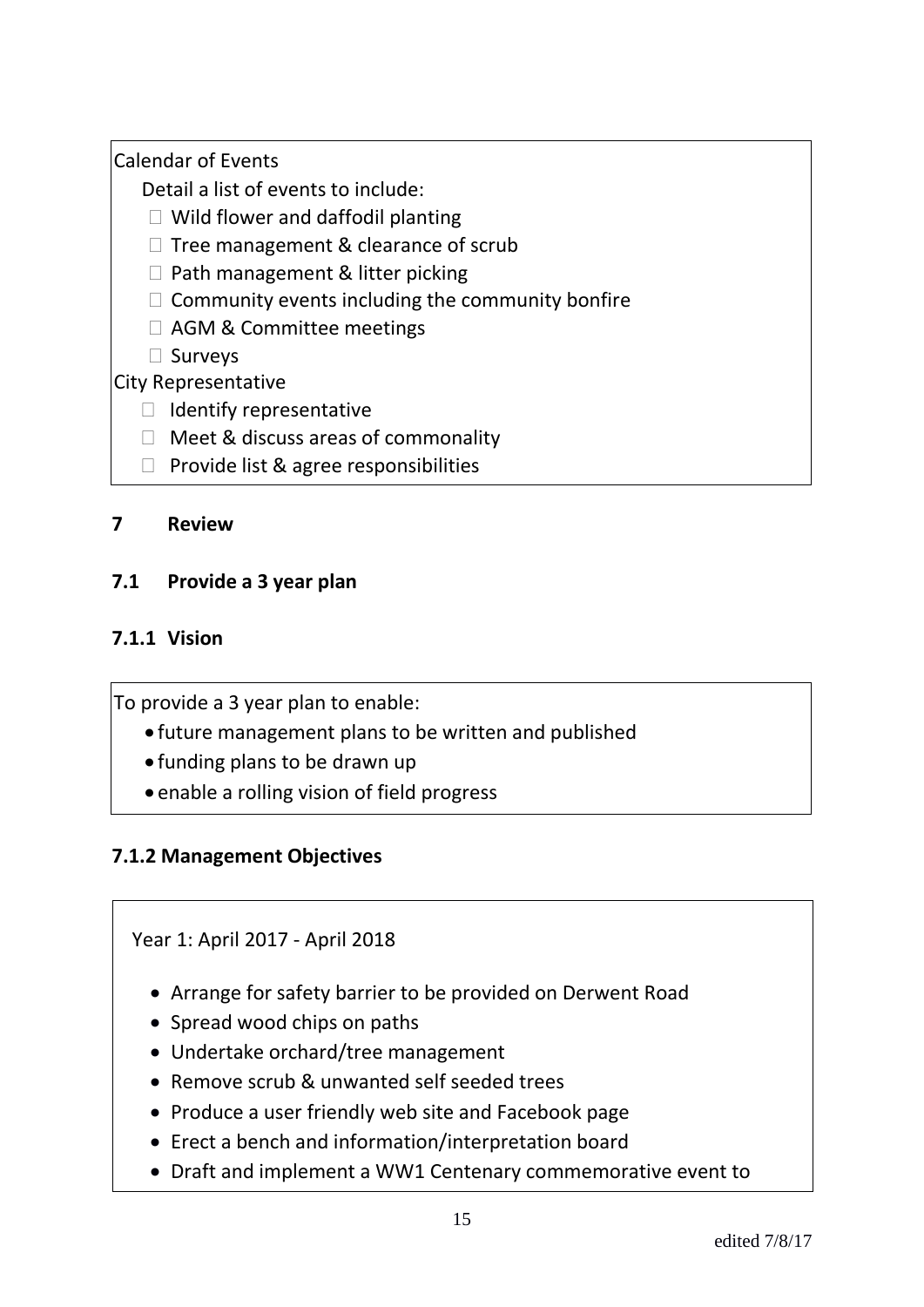Calendar of Events

Detail a list of events to include:

- Wild flower and daffodil planting
- Tree management & clearance of scrub
- Path management & litter picking
- Community events including the community bonfire
- AGM & Committee meetings
- Surveys

City Representative

- Identify representative
- Meet & discuss areas of commonality
- Provide list & agree responsibilities

## 7 Review

### 7.1 Provide a 3 year plan

#### 7.1.1 Vision

To provide a 3 year plan to enable:

- future management plans to be written and published
- funding plans to be drawn up
- enable a rolling vision of field progress

#### 7.1.2 Management Objectives

Year 1: April 2017 - April 2018

- Arrange for safety barrier to be provided on Derwent Road
- Spread wood chips on paths
- Undertake orchard/tree management
- Remove scrub & unwanted self seeded trees
- Produce a user friendly web site and Facebook page
- Erect a bench and information/interpretation board
- Draft and implement a WW1 Centenary commemorative event to

edited 7/8/17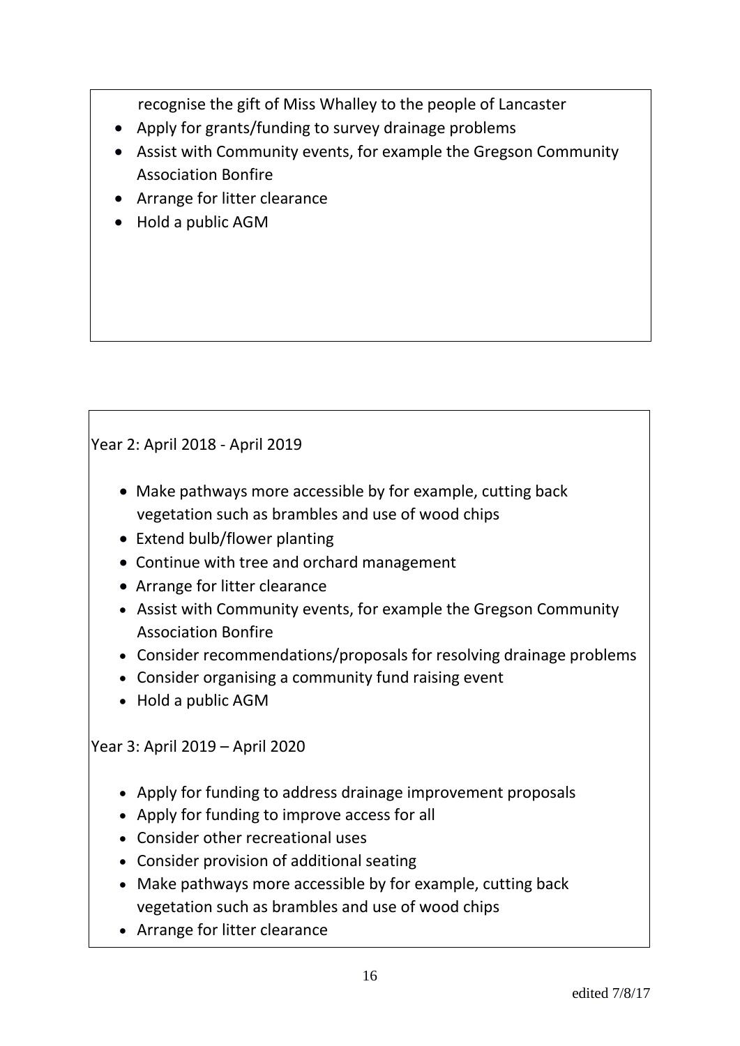recognise the gift of Miss Whalley to the people of Lancaster

- Apply for grants/funding to survey drainage problems
- Assist with Community events, for example the Gregson Community Association Bonfire
- Arrange for litter clearance
- Hold a public AGM

Year 2: April 2018 - April 2019

- Make pathways more accessible by for example, cutting back vegetation such as brambles and use of wood chips
- Extend bulb/flower planting
- Continue with tree and orchard management
- Arrange for litter clearance
- Assist with Community events, for example the Gregson Community Association Bonfire
- Consider recommendations/proposals for resolving drainage problems
- Consider organising a community fund raising event
- Hold a public AGM

Year 3: April 2019 – April 2020

- Apply for funding to address drainage improvement proposals
- Apply for funding to improve access for all
- Consider other recreational uses
- Consider provision of additional seating
- Make pathways more accessible by for example, cutting back vegetation such as brambles and use of wood chips
- Arrange for litter clearance

edited 7/8/17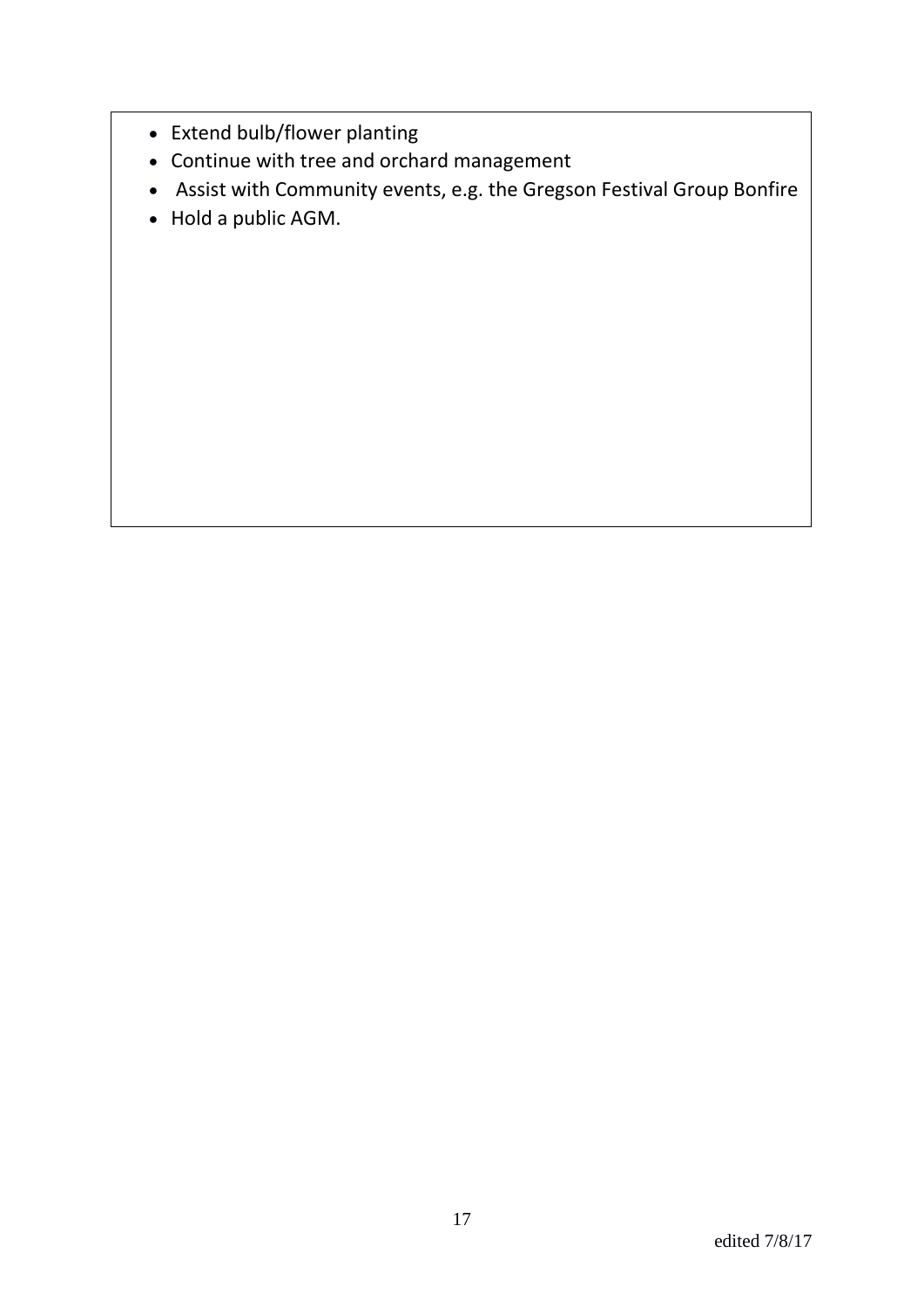- Extend bulb/flower planting
- Continue with tree and orchard management
- Assist with Community events, e.g. the Gregson Festival Group Bonfire
- Hold a public AGM.

edited 7/8/17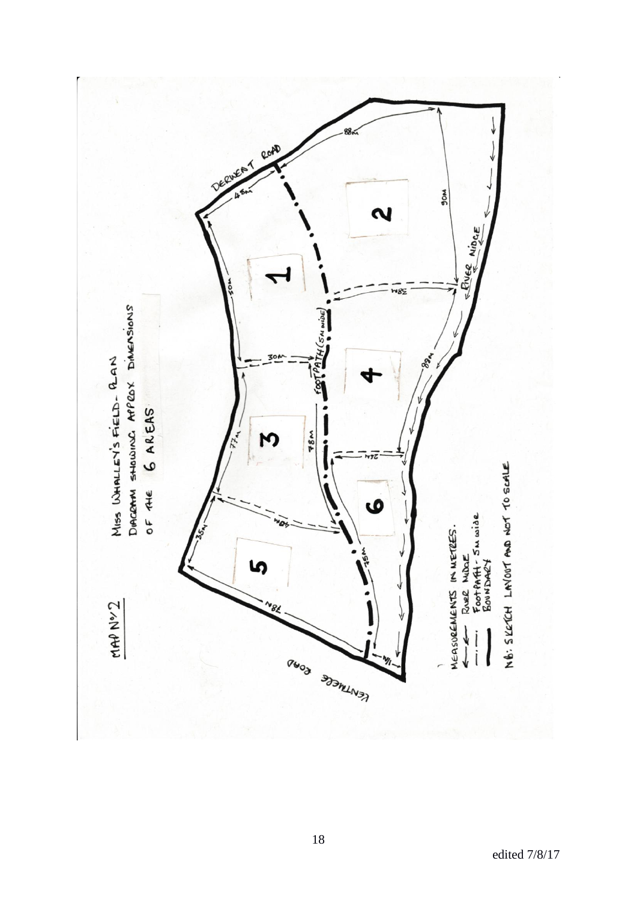MAP Nº 2

MISS WHALLEY'S FIELD - PLAN
DIAGRAM SHOWING APPROX DIMENSIONS
OF THE 6 AREAS

DERWENT ROAD

VENTMERE ROAD

FOOTPATH (5M WIDE)

RIVER NIDGE

1 2 3 4 5 6

88m
45m
90m
50m
38m
30m
89m
77m
78m
24m
48m
35m
75m
78m
11m

MEASUREMENTS IN METRES.
RIVER NIDGE
FOOTPATH - 5M wide
BOUNDARY

NB: SKETCH LAYOUT AND NOT TO SCALE

edited 7/8/17